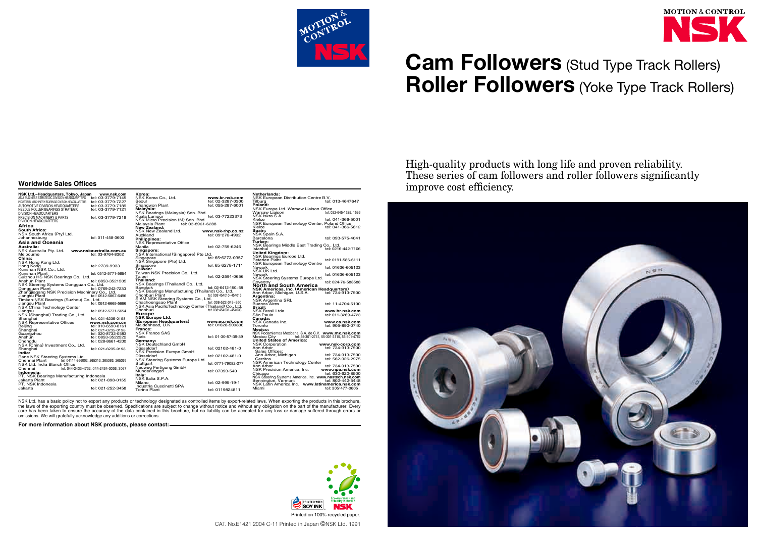MOTION & CONTROL
NSK

# Cam Followers (Stud Type Track Rollers)
# Roller Followers (Yoke Type Track Rollers)

High-quality products with long life and proven reliability.
These series of cam followers and roller followers significantly improve cost efficiency.

## Worldwide Sales Offices

**NSK Ltd.-Headquarters, Tokyo, Japan** www.nsk.com
ASIA BUSINESS STRATEGIC DIVISION-HEADQUARTERS tel: 03-3779-7145
INDUSTRIAL MACHINERY BEARINGS DIVISION-HEADQUARTERS tel: 03-3779-7227
AUTOMOTIVE DIVISION-HEADQUARTERS tel: 03-3779-7189
NEEDLE ROLLER BEARINGS STRATEGIC DIVISION-HEADQUARTERS tel: 03-3779-7121
PRECISION MACHINERY & PARTS DIVISION-HEADQUARTERS tel: 03-3779-7219

**Africa**
**South Africa:**
NSK South Africa (Pty) Ltd.
Johannesburg tel: 011-458-3600

**Asia and Oceania**
**Australia:**
NSK Australia Pty. Ltd. www.nskaustralia.com.au
Melbourne tel: 03-9764-8302
**China:**
NSK Hong Kong Ltd.
Hong Kong tel: 2739-9933
Kunshan NSK Co., Ltd.
Kunshan Plant tel: 0512-5771-5654
Guizhou HS NSK Bearings Co., Ltd.
Anshun Plant tel: 0853-3521505
NSK Steering Systems Dongguan Co., Ltd.
Dongguan Plant tel: 0769-242-7230
Zhangjiagang NSK Precision Machinery Co., Ltd.
Jiangsu Plant tel: 0512-5867-6496
Timken-NSK Bearings (Suzhou) Co., Ltd.
Jiangsu Plant tel: 0512-6665-5666
NSK China Technology Center
Jiangsu tel: 0512-5771-5654
NSK (Shanghai) Trading Co., Ltd.
Shanghai tel: 021-6235-0198
NSK Representative Offices www.nsk.com.cn
Beijing tel: 010-6590-8161
Shanghai tel: 021-6235-0198
Guangzhou tel: 020-8732-0583
Anshun tel: 0853-3522522
Chengdu tel: 028-8661-4200
NSK (China) Investment Co., Ltd.
Shanghai tel: 021-6235-0198
**India:**
Rane NSK Steering Systems Ltd.
Chennai Plant tel: 04114-266002, 265313, 265363, 265365
NSK Ltd. India Blanch Office
Chennai tel: 044-2433-4732, 044-2434-3036, 3067
**Indonesia:**
PT. NSK Bearings Manufacturing Indonesia
Jakarta Plant tel: 021-898-0155
PT. NSK Indonesia
Jakarta tel: 021-252-3458

**Korea:**
NSK Korea Co., Ltd. www.kr.nsk.com
Seoul tel: 02-3287-0300
Changwon Plant tel: 055-287-6001
**Malaysia:**
NSK Bearings (Malaysia) Sdn. Bhd.
Kuala Lumpur tel: 03-77223373
NSK Micro Precision (M) Sdn. Bhd.
Malaysia Plant tel: 03-8961-6288
**New Zealand:**
NSK New Zealand Ltd. www.nsk-rhp.co.nz
Auckland tel: 09-276-4992
**Philippines:**
NSK Representative Office
Manila tel: 02-759-6246
**Singapore:**
NSK International (Singapore) Pte Ltd.
Singapore tel: 65-6273-0357
NSK Singapore (Pte) Ltd.
Singapore tel: 65-6278-1711
**Taiwan:**
Taiwan NSK Precision Co., Ltd.
Taipei tel: 02-2591-0656
**Thailand:**
NSK Bearings (Thailand) Co., Ltd.
Bangkok tel: 02-6412-150~58
NSK Bearings Manufacturing (Thailand) Co., Ltd.
Chonburi Plant tel: 038-454010~454016
SIAM NSK Steering Systems Co., Ltd.
Chachoengsao Plant tel: 038-522-343~350
NSK Asia PacificTechnology Center (Thailand) Co., Ltd.
Chonburi tel: 038-454631~454633

**Europe**
**NSK Europe Ltd.**
**(European Headquarters)** www.eu.nsk.com
Maidenhead, U.K. tel: 01628-509800
**France:**
NSK France SAS
Paris tel: 01-30-57-39-39
**Germany:**
NSK Deutschland GmbH
Düsseldorf tel: 02102-481-0
NSK Precision Europe GmbH
Düsseldorf tel: 02102-481-0
NSK Steering Systems Europe Ltd.
Stuttgart tel: 0771-79082-277
Neuweg Fertigung GmbH
Munderkingen tel: 07393-540
**Italy:**
NSK Italia S.P.A.
Milano tel: 02-995-19-1
Industria Cuscinetti SPA
Torino Plant tel: 0119824811

**Netherlands:**
NSK European Distribution Centre B.V.
Tilburg tel: 013-4647647
**Poland:**
NSK Europe Ltd. Warsaw Liaison Office
Warsaw Liaison tel: 022-645-1525, 1526
NSK Iskra S.A.
Kielce tel: 041-366-5001
NSK European Technology Center, Poland Office
Kielce tel: 041-366-5812
**Spain:**
NSK Spain S.A.
Barcelona tel: 093-575-4041
**Turkey:**
NSK Bearings Middle East Trading Co., Ltd.
Istanbul tel: 0216-442-7106
**United Kingdom:**
NSK Bearings Europe Ltd.
Peterlee Plant tel: 0191-586-6111
NSK European Technology Centre
Newark tel: 01636-605123
NSK UK Ltd.
Newark tel: 01636-605123
NSK Steering Systems Europe Ltd.
Coventry tel: 024-76-588588

**North and South America**
**NSK Americas, Inc. (American Headquarters)**
Ann Arbor, Michigan, U.S.A. tel: 734-913-7500
**Argentina:**
NSK Argentina SRL
Buenos Aires tel: 11-4704-5100
**Brazil:**
NSK Brasil Ltda. www.br.nsk.com
São Paulo tel: 011-3269-4723
**Canada:**
NSK Canada Inc. www.ca.nsk.com
Toronto tel: 905-890-0740
**Mexico:**
NSK Rodamientos Mexicana, S.A. de C.V. www.mx.nsk.com
Mexico City tel: 55-301-2741, 55-301-3115, 55-301-4762
**United States of America:**
NSK Corporation www.nsk-corp.com
Ann Arbor tel: 734-913-7500
Sales Offices:
Ann Arbor, Michigan tel: 734-913-7500
Cerritos tel: 562-926-2975
NSK American Technology Center
Ann Arbor tel: 734-913-7500
NSK Precision America, Inc. www.npa.nsk.com
Chicago tel: 630-620-8500
NSK Steering Systems America, Inc. www.nastech.nsk.com
Bennington, Vermont tel: 802-442-5448
NSK Latin America Inc. www.latinamerica.nsk.com
Miami tel: 305-477-0605

NSK Ltd. has a basic policy not to export any products or technology designated as controlled items by export-related laws. When exporting the products in this brochure, the laws of the exporting country must be observed. Specifications are subject to change without notice and without any obligation on the part of the manufacturer. Every care has been taken to ensure the accuracy of the data contained in this brochure, but no liability can be accepted for any loss or damage suffered through errors or omissions. We will gratefully acknowledge any additions or corrections.

**For more information about NSK products, please contact:**

PRINTED WITH SOY INK

Eco-awareness and reliability in motion NSK

Printed on 100% recycled paper.

CAT. No.E1421 2004 C-11 Printed in Japan ©NSK Ltd. 1991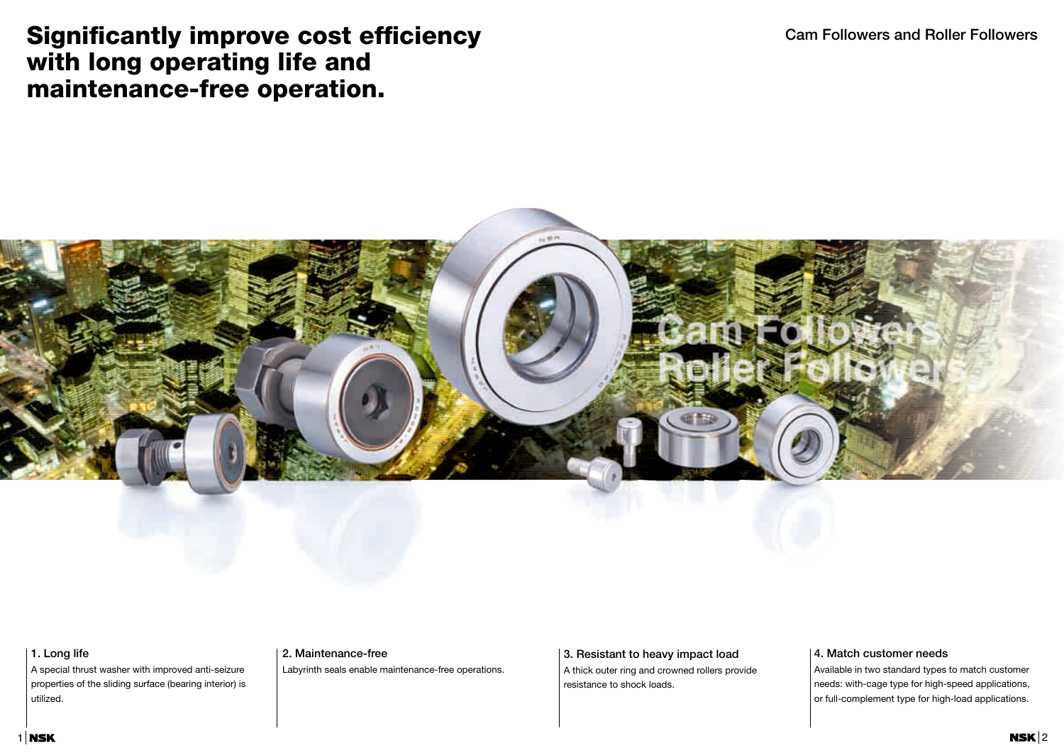# Significantly improve cost efficiency with long operating life and maintenance-free operation.

### 1. Long life

A special thrust washer with improved anti-seizure properties of the sliding surface (bearing interior) is utilized.

### 2. Maintenance-free

Labyrinth seals enable maintenance-free operations.

### 3. Resistant to heavy impact load

A thick outer ring and crowned rollers provide resistance to shock loads.

### 4. Match customer needs

Available in two standard types to match customer needs: with-cage type for high-speed applications, or full-complement type for high-load applications.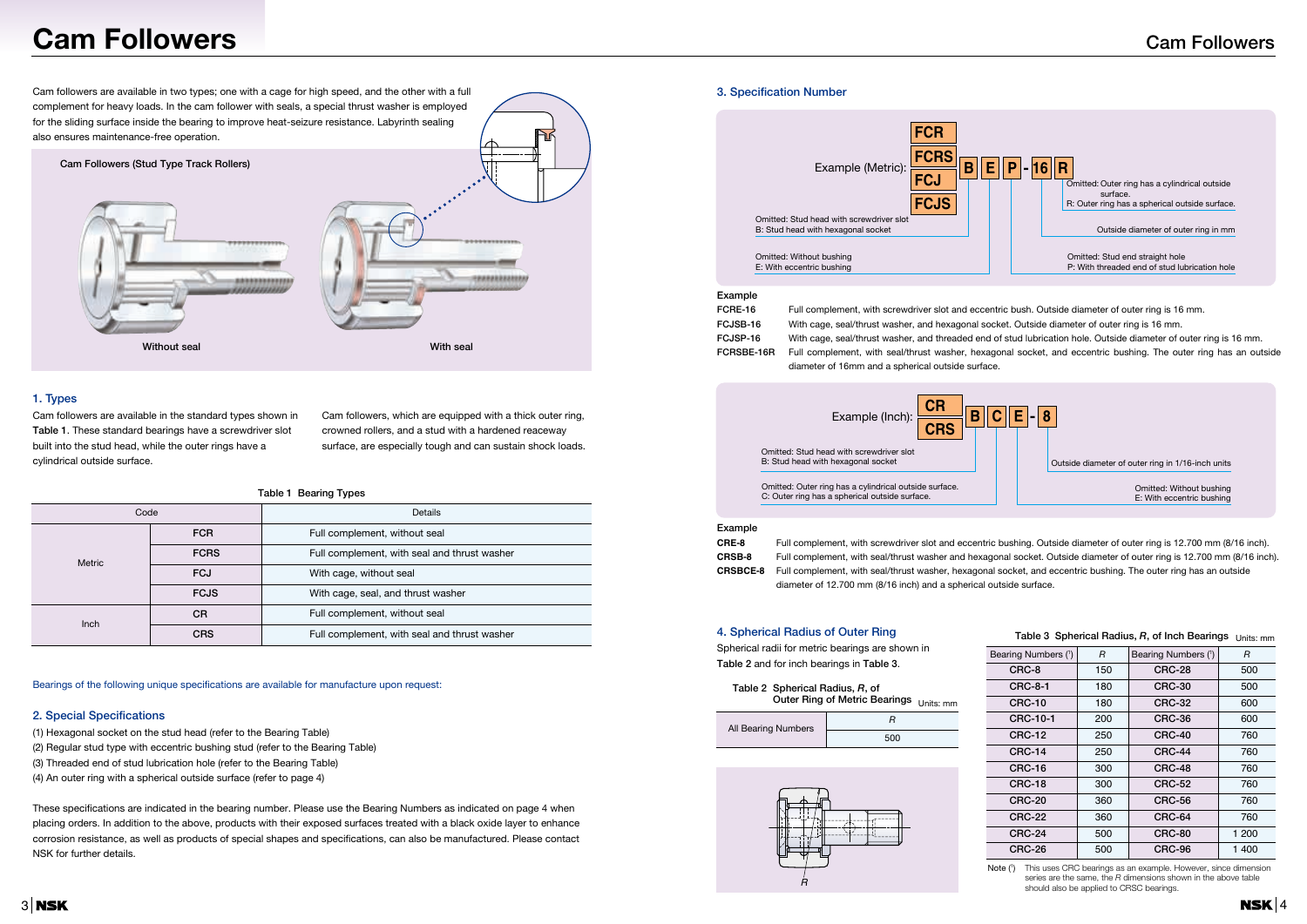# Cam Followers

Cam followers are available in two types; one with a cage for high speed, and the other with a full complement for heavy loads. In the cam follower with seals, a special thrust washer is employed for the sliding surface inside the bearing to improve heat-seizure resistance. Labyrinth sealing also ensures maintenance-free operation.

Cam Followers (Stud Type Track Rollers)

Without seal

With seal

## 1. Types

Cam followers are available in the standard types shown in **Table 1**. These standard bearings have a screwdriver slot built into the stud head, while the outer rings have a cylindrical outside surface.

Cam followers, which are equipped with a thick outer ring, crowned rollers, and a stud with a hardened raceway surface, are especially tough and can sustain shock loads.

Table 1 Bearing Types

| Code | | Details |
|---|---|---|
| Metric | FCR | Full complement, without seal |
| | FCRS | Full complement, with seal and thrust washer |
| | FCJ | With cage, without seal |
| | FCJS | With cage, seal, and thrust washer |
| Inch | CR | Full complement, without seal |
| | CRS | Full complement, with seal and thrust washer |

Bearings of the following unique specifications are available for manufacture upon request:

## 2. Special Specifications

(1) Hexagonal socket on the stud head (refer to the Bearing Table)
(2) Regular stud type with eccentric bushing stud (refer to the Bearing Table)
(3) Threaded end of stud lubrication hole (refer to the Bearing Table)
(4) An outer ring with a spherical outside surface (refer to page 4)

These specifications are indicated in the bearing number. Please use the Bearing Numbers as indicated on page 4 when placing orders. In addition to the above, products with their exposed surfaces treated with a black oxide layer to enhance corrosion resistance, as well as products of special shapes and specifications, can also be manufactured. Please contact NSK for further details.

## 3. Specification Number

Example (Metric): FCR / FCRS / FCJ / FCJS  B  E  P - 16  R

- Omitted: Stud head with screwdriver slot / B: Stud head with hexagonal socket
- Omitted: Without bushing / E: With eccentric bushing
- Omitted: Stud end straight hole / P: With threaded end of stud lubrication hole
- Outside diameter of outer ring in mm
- Omitted: Outer ring has a cylindrical outside surface. / R: Outer ring has a spherical outside surface.

**Example**

| | |
|---|---|
| **FCRE-16** | Full complement, with screwdriver slot and eccentric bush. Outside diameter of outer ring is 16 mm. |
| **FCJSB-16** | With cage, seal/thrust washer, and hexagonal socket. Outside diameter of outer ring is 16 mm. |
| **FCJSP-16** | With cage, seal/thrust washer, and threaded end of stud lubrication hole. Outside diameter of outer ring is 16 mm. |
| **FCRSBE-16R** | Full complement, with seal/thrust washer, hexagonal socket, and eccentric bushing. The outer ring has an outside diameter of 16mm and a spherical outside surface. |

Example (Inch): CR / CRS  B  C  E - 8

- Omitted: Stud head with screwdriver slot / B: Stud head with hexagonal socket
- Omitted: Outer ring has a cylindrical outside surface. / C: Outer ring has a spherical outside surface.
- Omitted: Without bushing / E: With eccentric bushing
- Outside diameter of outer ring in 1/16-inch units

**Example**

| | |
|---|---|
| **CRE-8** | Full complement, with screwdriver slot and eccentric bushing. Outside diameter of outer ring is 12.700 mm (8/16 inch). |
| **CRSB-8** | Full complement, with seal/thrust washer and hexagonal socket. Outside diameter of outer ring is 12.700 mm (8/16 inch). |
| **CRSBCE-8** | Full complement, with seal/thrust washer, hexagonal socket, and eccentric bushing. The outer ring has an outside diameter of 12.700 mm (8/16 inch) and a spherical outside surface. |

## 4. Spherical Radius of Outer Ring

Spherical radii for metric bearings are shown in **Table 2** and for inch bearings in **Table 3**.

Table 2 Spherical Radius, *R*, of Outer Ring of Metric Bearings (Units: mm)

| | *R* |
|---|---|
| All Bearing Numbers | 500 |

Table 3 Spherical Radius, *R*, of Inch Bearings (Units: mm)

| Bearing Numbers (1) | *R* | Bearing Numbers (1) | *R* |
|---|---|---|---|
| CRC-8 | 150 | CRC-28 | 500 |
| CRC-8-1 | 180 | CRC-30 | 500 |
| CRC-10 | 180 | CRC-32 | 600 |
| CRC-10-1 | 200 | CRC-36 | 600 |
| CRC-12 | 250 | CRC-40 | 760 |
| CRC-14 | 250 | CRC-44 | 760 |
| CRC-16 | 300 | CRC-48 | 760 |
| CRC-18 | 300 | CRC-52 | 760 |
| CRC-20 | 360 | CRC-56 | 760 |
| CRC-22 | 360 | CRC-64 | 760 |
| CRC-24 | 500 | CRC-80 | 1 200 |
| CRC-26 | 500 | CRC-96 | 1 400 |

Note (1) This uses CRC bearings as an example. However, since dimension series are the same, the *R* dimensions shown in the above table should also be applied to CRSC bearings.

*R*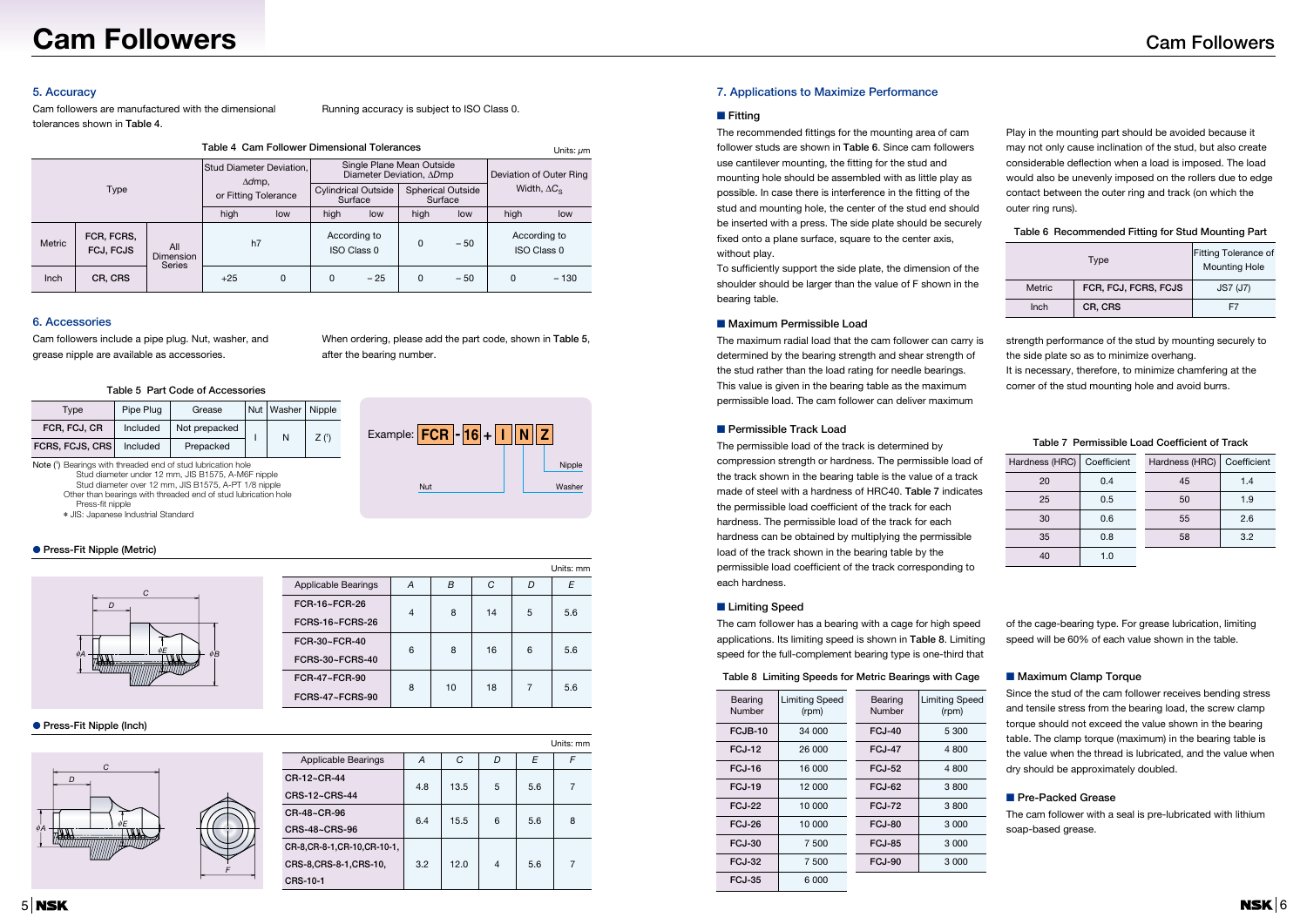# Cam Followers

## 5. Accuracy

Cam followers are manufactured with the dimensional tolerances shown in Table 4.

Running accuracy is subject to ISO Class 0.

Table 4 Cam Follower Dimensional Tolerances

Units: μm

| Type | | | Stud Diameter Deviation, $\Delta dmp$, or Fitting Tolerance | | Single Plane Mean Outside Diameter Deviation, $\Delta Dmp$ | | | | Deviation of Outer Ring Width, $\Delta C_s$ | |
|---|---|---|---|---|---|---|---|---|---|---|
| | | | | | Cylindrical Outside Surface | | Spherical Outside Surface | | | |
| | | | high | low | high | low | high | low | high | low |
| Metric | FCR, FCRS, FCJ, FCJS | All Dimension Series | h7 | | According to ISO Class 0 | | 0 | – 50 | According to ISO Class 0 | |
| Inch | CR, CRS | | +25 | 0 | 0 | – 25 | 0 | – 50 | 0 | – 130 |

## 6. Accessories

Cam followers include a pipe plug. Nut, washer, and grease nipple are available as accessories.

When ordering, please add the part code, shown in Table 5, after the bearing number.

Table 5 Part Code of Accessories

| Type | Pipe Plug | Grease | Nut | Washer | Nipple |
|---|---|---|---|---|---|
| FCR, FCJ, CR | Included | Not prepacked | I | N | Z (¹) |
| FCRS, FCJS, CRS | Included | Prepacked | | | |

Note (¹) Bearings with threaded end of stud lubrication hole
Stud diameter under 12 mm, JIS B1575, A-M6F nipple
Stud diameter over 12 mm, JIS B1575, A-PT 1/8 nipple
Other than bearings with threaded end of stud lubrication hole
Press-fit nipple
∗ JIS: Japanese Industrial Standard

Example: FCR - 16 + I N Z (Nut, Washer, Nipple)

● Press-Fit Nipple (Metric)

Units: mm

| Applicable Bearings | A | B | C | D | E |
|---|---|---|---|---|---|
| FCR-16~FCR-26<br>FCRS-16~FCRS-26 | 4 | 8 | 14 | 5 | 5.6 |
| FCR-30~FCR-40<br>FCRS-30~FCRS-40 | 6 | 8 | 16 | 6 | 5.6 |
| FCR-47~FCR-90<br>FCRS-47~FCRS-90 | 8 | 10 | 18 | 7 | 5.6 |

● Press-Fit Nipple (Inch)

Units: mm

| Applicable Bearings | A | C | D | E | F |
|---|---|---|---|---|---|
| CR-12~CR-44<br>CRS-12~CRS-44 | 4.8 | 13.5 | 5 | 5.6 | 7 |
| CR-48~CR-96<br>CRS-48~CRS-96 | 6.4 | 15.5 | 6 | 5.6 | 8 |
| CR-8,CR-8-1,CR-10,CR-10-1,<br>CRS-8,CRS-8-1,CRS-10,<br>CRS-10-1 | 3.2 | 12.0 | 4 | 5.6 | 7 |

## 7. Applications to Maximize Performance

### ■ Fitting

The recommended fittings for the mounting area of cam follower studs are shown in Table 6. Since cam followers use cantilever mounting, the fitting for the stud and mounting hole should be assembled with as little play as possible. In case there is interference in the fitting of the stud and mounting hole, the center of the stud end should be inserted with a press. The side plate should be securely fixed onto a plane surface, square to the center axis, without play.

To sufficiently support the side plate, the dimension of the shoulder should be larger than the value of F shown in the bearing table.

Play in the mounting part should be avoided because it may not only cause inclination of the stud, but also create considerable deflection when a load is imposed. The load would also be unevenly imposed on the rollers due to edge contact between the outer ring and track (on which the outer ring runs).

Table 6 Recommended Fitting for Stud Mounting Part

| Type | | Fitting Tolerance of Mounting Hole |
|---|---|---|
| Metric | FCR, FCJ, FCRS, FCJS | JS7 (J7) |
| Inch | CR, CRS | F7 |

### ■ Maximum Permissible Load

The maximum radial load that the cam follower can carry is determined by the bearing strength and shear strength of the stud rather than the load rating for needle bearings. This value is given in the bearing table as the maximum permissible load. The cam follower can deliver maximum strength performance of the stud by mounting securely to the side plate so as to minimize overhang.

It is necessary, therefore, to minimize chamfering at the corner of the stud mounting hole and avoid burrs.

### ■ Permissible Track Load

The permissible load of the track is determined by compression strength or hardness. The permissible load of the track shown in the bearing table is the value of a track made of steel with a hardness of HRC40. Table 7 indicates the permissible load coefficient of the track for each hardness. The permissible load of the track for each hardness can be obtained by multiplying the permissible load of the track shown in the bearing table by the permissible load coefficient of the track corresponding to each hardness.

Table 7 Permissible Load Coefficient of Track

| Hardness (HRC) | Coefficient | Hardness (HRC) | Coefficient |
|---|---|---|---|
| 20 | 0.4 | 45 | 1.4 |
| 25 | 0.5 | 50 | 1.9 |
| 30 | 0.6 | 55 | 2.6 |
| 35 | 0.8 | 58 | 3.2 |
| 40 | 1.0 | | |

### ■ Limiting Speed

The cam follower has a bearing with a cage for high speed applications. Its limiting speed is shown in Table 8. Limiting speed for the full-complement bearing type is one-third that of the cage-bearing type. For grease lubrication, limiting speed will be 60% of each value shown in the table.

Table 8 Limiting Speeds for Metric Bearings with Cage

| Bearing Number | Limiting Speed (rpm) | Bearing Number | Limiting Speed (rpm) |
|---|---|---|---|
| FCJB-10 | 34 000 | FCJ-40 | 5 300 |
| FCJ-12 | 26 000 | FCJ-47 | 4 800 |
| FCJ-16 | 16 000 | FCJ-52 | 4 800 |
| FCJ-19 | 12 000 | FCJ-62 | 3 800 |
| FCJ-22 | 10 000 | FCJ-72 | 3 800 |
| FCJ-26 | 10 000 | FCJ-80 | 3 000 |
| FCJ-30 | 7 500 | FCJ-85 | 3 000 |
| FCJ-32 | 7 500 | FCJ-90 | 3 000 |
| FCJ-35 | 6 000 | | |

### ■ Maximum Clamp Torque

Since the stud of the cam follower receives bending stress and tensile stress from the bearing load, the screw clamp torque should not exceed the value shown in the bearing table. The clamp torque (maximum) in the bearing table is the value when the thread is lubricated, and the value when dry should be approximately doubled.

### ■ Pre-Packed Grease

The cam follower with a seal is pre-lubricated with lithium soap-based grease.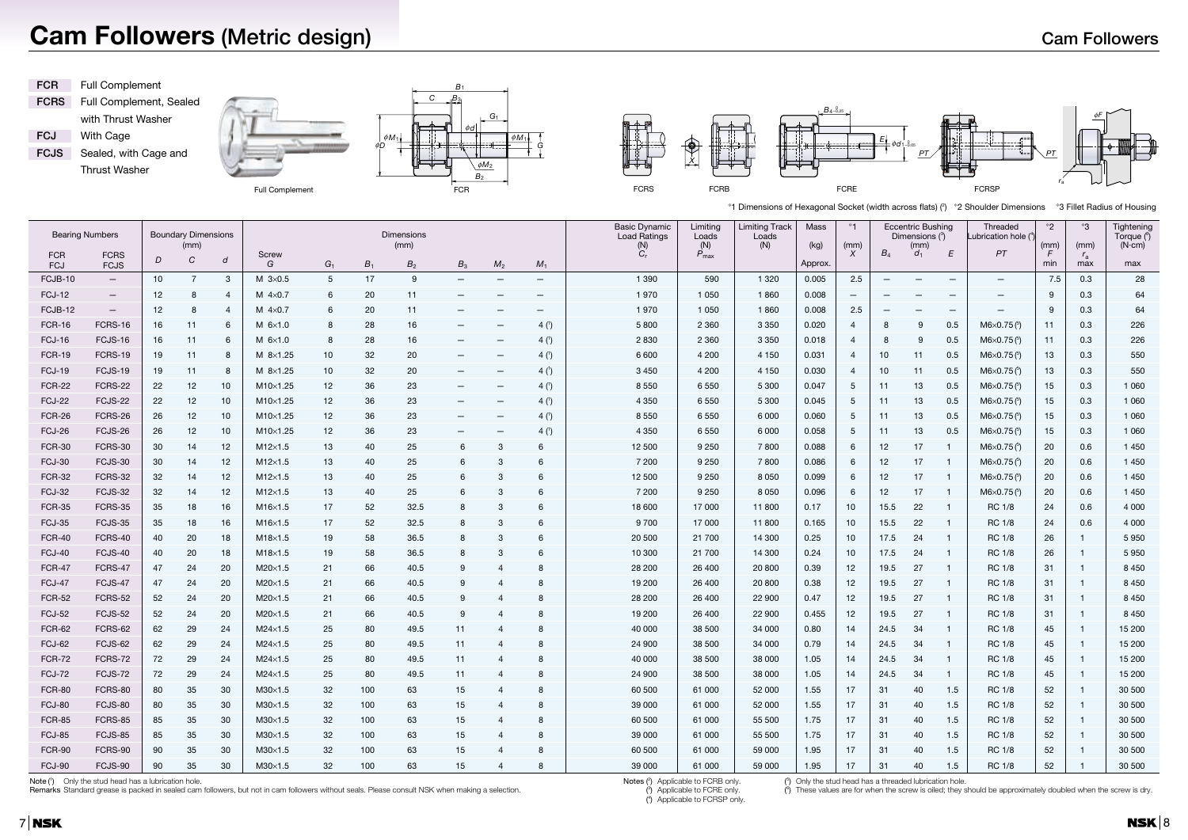# Cam Followers (Metric design)

**FCR** Full Complement
**FCRS** Full Complement, Sealed with Thrust Washer
**FCJ** With Cage
**FCJS** Sealed, with Cage and Thrust Washer

Full Complement    FCR    FCRS    FCRB    FCRE    FCRSP

*1 Dimensions of Hexagonal Socket (width across flats) (⁵)  *2 Shoulder Dimensions  *3 Fillet Radius of Housing

| Bearing Numbers | | Boundary Dimensions (mm) | | | Dimensions (mm) | | | | | | | Basic Dynamic Load Ratings (N) | Limiting Loads (N) | Limiting Track Loads (N) | Mass (kg) | *1 (mm) | Eccentric Bushing Dimensions (²) (mm) | | | Threaded Lubrication hole (³) | *2 (mm) | *3 (mm) | Tightening Torque (⁶) (N·cm) |
|---|---|---|---|---|---|---|---|---|---|---|---|---|---|---|---|---|---|---|---|---|---|---|---|
| FCR FCJ | FCRS FCJS | $D$ | $C$ | $d$ | Screw $G$ | $G_1$ | $B_1$ | $B_2$ | $B_3$ | $M_2$ | $M_1$ | $C_r$ | $P_{max}$ | | Approx. | $X$ | $B_4$ | $d_1$ | $E$ | $PT$ | $F$ min | $r_a$ max | max |
| FCJB-10 | — | 10 | 7 | 3 | M 3×0.5 | 5 | 17 | 9 | — | — | — | 1 390 | 590 | 1 320 | 0.005 | 2.5 | — | — | — | — | 7.5 | 0.3 | 28 |
| FCJ-12 | — | 12 | 8 | 4 | M 4×0.7 | 6 | 20 | 11 | — | — | — | 1 970 | 1 050 | 1 860 | 0.008 | — | — | — | — | — | 9 | 0.3 | 64 |
| FCJB-12 | — | 12 | 8 | 4 | M 4×0.7 | 6 | 20 | 11 | — | — | — | 1 970 | 1 050 | 1 860 | 0.008 | 2.5 | — | — | — | — | 9 | 0.3 | 64 |
| FCR-16 | FCRS-16 | 16 | 11 | 6 | M 6×1.0 | 8 | 28 | 16 | — | — | 4 (¹) | 5 800 | 2 360 | 3 350 | 0.020 | 4 | 8 | 9 | 0.5 | M6×0.75 (⁴) | 11 | 0.3 | 226 |
| FCJ-16 | FCJS-16 | 16 | 11 | 6 | M 6×1.0 | 8 | 28 | 16 | — | — | 4 (¹) | 2 830 | 2 360 | 3 350 | 0.018 | 4 | 8 | 9 | 0.5 | M6×0.75 (⁴) | 11 | 0.3 | 226 |
| FCR-19 | FCRS-19 | 19 | 11 | 8 | M 8×1.25 | 10 | 32 | 20 | — | — | 4 (¹) | 6 600 | 4 200 | 4 150 | 0.031 | 4 | 10 | 11 | 0.5 | M6×0.75 (⁴) | 13 | 0.3 | 550 |
| FCJ-19 | FCJS-19 | 19 | 11 | 8 | M 8×1.25 | 10 | 32 | 20 | — | — | 4 (¹) | 3 450 | 4 200 | 4 150 | 0.030 | 4 | 10 | 11 | 0.5 | M6×0.75 (⁴) | 13 | 0.3 | 550 |
| FCR-22 | FCRS-22 | 22 | 12 | 10 | M10×1.25 | 12 | 36 | 23 | — | — | 4 (¹) | 8 550 | 6 550 | 5 300 | 0.047 | 5 | 11 | 13 | 0.5 | M6×0.75 (⁴) | 15 | 0.3 | 1 060 |
| FCJ-22 | FCJS-22 | 22 | 12 | 10 | M10×1.25 | 12 | 36 | 23 | — | — | 4 (¹) | 4 350 | 6 550 | 5 300 | 0.045 | 5 | 11 | 13 | 0.5 | M6×0.75 (⁴) | 15 | 0.3 | 1 060 |
| FCR-26 | FCRS-26 | 26 | 12 | 10 | M10×1.25 | 12 | 36 | 23 | — | — | 4 (¹) | 8 550 | 6 550 | 6 000 | 0.060 | 5 | 11 | 13 | 0.5 | M6×0.75 (⁴) | 15 | 0.3 | 1 060 |
| FCJ-26 | FCJS-26 | 26 | 12 | 10 | M10×1.25 | 12 | 36 | 23 | — | — | 4 (¹) | 4 350 | 6 550 | 6 000 | 0.058 | 5 | 11 | 13 | 0.5 | M6×0.75 (⁴) | 15 | 0.3 | 1 060 |
| FCR-30 | FCRS-30 | 30 | 14 | 12 | M12×1.5 | 13 | 40 | 25 | 6 | 3 | 6 | 12 500 | 9 250 | 7 800 | 0.088 | 6 | 12 | 17 | 1 | M6×0.75 (⁴) | 20 | 0.6 | 1 450 |
| FCJ-30 | FCJS-30 | 30 | 14 | 12 | M12×1.5 | 13 | 40 | 25 | 6 | 3 | 6 | 7 200 | 9 250 | 7 800 | 0.086 | 6 | 12 | 17 | 1 | M6×0.75 (⁴) | 20 | 0.6 | 1 450 |
| FCR-32 | FCRS-32 | 32 | 14 | 12 | M12×1.5 | 13 | 40 | 25 | 6 | 3 | 6 | 12 500 | 9 250 | 8 050 | 0.099 | 6 | 12 | 17 | 1 | M6×0.75 (⁴) | 20 | 0.6 | 1 450 |
| FCJ-32 | FCJS-32 | 32 | 14 | 12 | M12×1.5 | 13 | 40 | 25 | 6 | 3 | 6 | 7 200 | 9 250 | 8 050 | 0.096 | 6 | 12 | 17 | 1 | M6×0.75 (⁴) | 20 | 0.6 | 1 450 |
| FCR-35 | FCRS-35 | 35 | 18 | 16 | M16×1.5 | 17 | 52 | 32.5 | 8 | 3 | 6 | 18 600 | 17 000 | 11 800 | 0.17 | 10 | 15.5 | 22 | 1 | RC 1/8 | 24 | 0.6 | 4 000 |
| FCJ-35 | FCJS-35 | 35 | 18 | 16 | M16×1.5 | 17 | 52 | 32.5 | 8 | 3 | 6 | 9 700 | 17 000 | 11 800 | 0.165 | 10 | 15.5 | 22 | 1 | RC 1/8 | 24 | 0.6 | 4 000 |
| FCR-40 | FCRS-40 | 40 | 20 | 18 | M18×1.5 | 19 | 58 | 36.5 | 8 | 3 | 6 | 20 500 | 21 700 | 14 300 | 0.25 | 10 | 17.5 | 24 | 1 | RC 1/8 | 26 | 1 | 5 950 |
| FCJ-40 | FCJS-40 | 40 | 20 | 18 | M18×1.5 | 19 | 58 | 36.5 | 8 | 3 | 6 | 10 300 | 21 700 | 14 300 | 0.24 | 10 | 17.5 | 24 | 1 | RC 1/8 | 26 | 1 | 5 950 |
| FCR-47 | FCRS-47 | 47 | 24 | 20 | M20×1.5 | 21 | 66 | 40.5 | 9 | 4 | 8 | 28 200 | 26 400 | 20 800 | 0.39 | 12 | 19.5 | 27 | 1 | RC 1/8 | 31 | 1 | 8 450 |
| FCJ-47 | FCJS-47 | 47 | 24 | 20 | M20×1.5 | 21 | 66 | 40.5 | 9 | 4 | 8 | 19 200 | 26 400 | 20 800 | 0.38 | 12 | 19.5 | 27 | 1 | RC 1/8 | 31 | 1 | 8 450 |
| FCR-52 | FCRS-52 | 52 | 24 | 20 | M20×1.5 | 21 | 66 | 40.5 | 9 | 4 | 8 | 28 200 | 26 400 | 22 900 | 0.47 | 12 | 19.5 | 27 | 1 | RC 1/8 | 31 | 1 | 8 450 |
| FCJ-52 | FCJS-52 | 52 | 24 | 20 | M20×1.5 | 21 | 66 | 40.5 | 9 | 4 | 8 | 19 200 | 26 400 | 22 900 | 0.455 | 12 | 19.5 | 27 | 1 | RC 1/8 | 31 | 1 | 8 450 |
| FCR-62 | FCRS-62 | 62 | 29 | 24 | M24×1.5 | 25 | 80 | 49.5 | 11 | 4 | 8 | 40 000 | 38 500 | 34 000 | 0.80 | 14 | 24.5 | 34 | 1 | RC 1/8 | 45 | 1 | 15 200 |
| FCJ-62 | FCJS-62 | 62 | 29 | 24 | M24×1.5 | 25 | 80 | 49.5 | 11 | 4 | 8 | 24 900 | 38 500 | 34 000 | 0.79 | 14 | 24.5 | 34 | 1 | RC 1/8 | 45 | 1 | 15 200 |
| FCR-72 | FCRS-72 | 72 | 29 | 24 | M24×1.5 | 25 | 80 | 49.5 | 11 | 4 | 8 | 40 000 | 38 500 | 38 000 | 1.05 | 14 | 24.5 | 34 | 1 | RC 1/8 | 45 | 1 | 15 200 |
| FCJ-72 | FCJS-72 | 72 | 29 | 24 | M24×1.5 | 25 | 80 | 49.5 | 11 | 4 | 8 | 24 900 | 38 500 | 38 000 | 1.05 | 14 | 24.5 | 34 | 1 | RC 1/8 | 45 | 1 | 15 200 |
| FCR-80 | FCRS-80 | 80 | 35 | 30 | M30×1.5 | 32 | 100 | 63 | 15 | 4 | 8 | 60 500 | 61 000 | 52 000 | 1.55 | 17 | 31 | 40 | 1.5 | RC 1/8 | 52 | 1 | 30 500 |
| FCJ-80 | FCJS-80 | 80 | 35 | 30 | M30×1.5 | 32 | 100 | 63 | 15 | 4 | 8 | 39 000 | 61 000 | 52 000 | 1.55 | 17 | 31 | 40 | 1.5 | RC 1/8 | 52 | 1 | 30 500 |
| FCR-85 | FCRS-85 | 85 | 35 | 30 | M30×1.5 | 32 | 100 | 63 | 15 | 4 | 8 | 60 500 | 61 000 | 55 500 | 1.75 | 17 | 31 | 40 | 1.5 | RC 1/8 | 52 | 1 | 30 500 |
| FCJ-85 | FCJS-85 | 85 | 35 | 30 | M30×1.5 | 32 | 100 | 63 | 15 | 4 | 8 | 39 000 | 61 000 | 55 500 | 1.75 | 17 | 31 | 40 | 1.5 | RC 1/8 | 52 | 1 | 30 500 |
| FCR-90 | FCRS-90 | 90 | 35 | 30 | M30×1.5 | 32 | 100 | 63 | 15 | 4 | 8 | 60 500 | 61 000 | 59 000 | 1.95 | 17 | 31 | 40 | 1.5 | RC 1/8 | 52 | 1 | 30 500 |
| FCJ-90 | FCJS-90 | 90 | 35 | 30 | M30×1.5 | 32 | 100 | 63 | 15 | 4 | 8 | 39 000 | 61 000 | 59 000 | 1.95 | 17 | 31 | 40 | 1.5 | RC 1/8 | 52 | 1 | 30 500 |

Note (¹) Only the stud head has a lubrication hole.

Remarks Standard grease is packed in sealed cam followers, but not in cam followers without seals. Please consult NSK when making a selection.

Notes (²) Applicable to FCRB only.
(³) Applicable to FCRE only.
(⁴) Applicable to FCRSP only.
(⁵) Only the stud head has a threaded lubrication hole.
(⁶) These values are for when the screw is oiled; they should be approximately doubled when the screw is dry.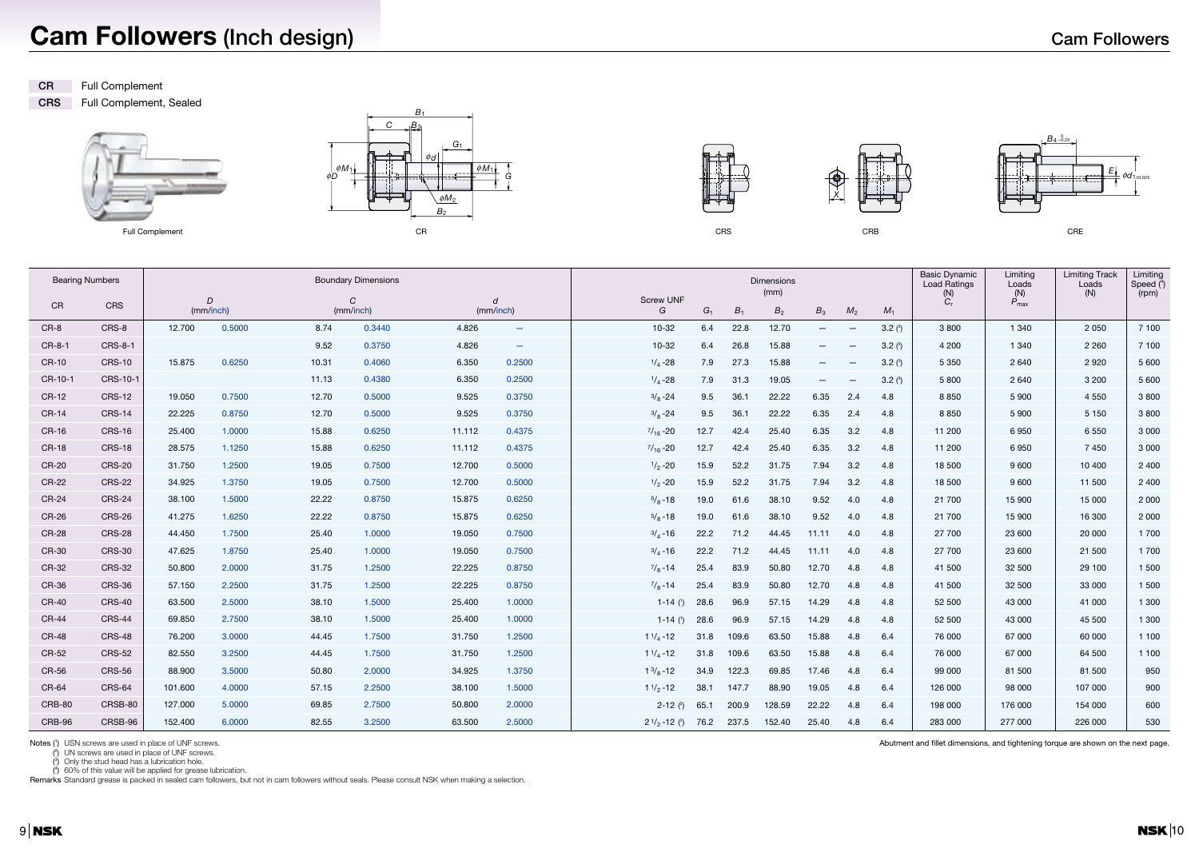# Cam Followers (Inch design)

**CR** Full Complement
**CRS** Full Complement, Sealed

Full Complement

CR

CRS

CRB

CRE

| Bearing Numbers | | Boundary Dimensions | | | | | | Dimensions (mm) | | | | | | | | Basic Dynamic Load Ratings (N) | Limiting Loads (N) | Limiting Track Loads (N) | Limiting Speed (⁴) (rpm) |
|---|---|---|---|---|---|---|---|---|---|---|---|---|---|---|---|---|---|---|---|
| CR | CRS | D (mm) | D (inch) | C (mm) | C (inch) | d (mm) | d (inch) | Screw UNF $G$ | $G_1$ | $B_1$ | $B_2$ | $B_3$ | $M_2$ | $M_1$ | | $C_r$ | $P_{max}$ | | |
| CR-8 | CRS-8 | 12.700 | 0.5000 | 8.74 | 0.3440 | 4.826 | – | 10-32 | 6.4 | 22.8 | 12.70 | – | – | 3.2 (³) | | 3 800 | 1 340 | 2 050 | 7 100 |
| CR-8-1 | CRS-8-1 | | | 9.52 | 0.3750 | 4.826 | – | 10-32 | 6.4 | 26.8 | 15.88 | – | – | 3.2 (³) | | 4 200 | 1 340 | 2 260 | 7 100 |
| CR-10 | CRS-10 | 15.875 | 0.6250 | 10.31 | 0.4060 | 6.350 | 0.2500 | $^1/_4$-28 | 7.9 | 27.3 | 15.88 | – | – | 3.2 (³) | | 5 350 | 2 640 | 2 920 | 5 600 |
| CR-10-1 | CRS-10-1 | | | 11.13 | 0.4380 | 6.350 | 0.2500 | $^1/_4$-28 | 7.9 | 31.3 | 19.05 | – | – | 3.2 (³) | | 5 800 | 2 640 | 3 200 | 5 600 |
| CR-12 | CRS-12 | 19.050 | 0.7500 | 12.70 | 0.5000 | 9.525 | 0.3750 | $^3/_8$-24 | 9.5 | 36.1 | 22.22 | 6.35 | 2.4 | 4.8 | | 8 850 | 5 900 | 4 550 | 3 800 |
| CR-14 | CRS-14 | 22.225 | 0.8750 | 12.70 | 0.5000 | 9.525 | 0.3750 | $^3/_8$-24 | 9.5 | 36.1 | 22.22 | 6.35 | 2.4 | 4.8 | | 8 850 | 5 900 | 5 150 | 3 800 |
| CR-16 | CRS-16 | 25.400 | 1.0000 | 15.88 | 0.6250 | 11.112 | 0.4375 | $^7/_{16}$-20 | 12.7 | 42.4 | 25.40 | 6.35 | 3.2 | 4.8 | | 11 200 | 6 950 | 6 550 | 3 000 |
| CR-18 | CRS-18 | 28.575 | 1.1250 | 15.88 | 0.6250 | 11.112 | 0.4375 | $^7/_{16}$-20 | 12.7 | 42.4 | 25.40 | 6.35 | 3.2 | 4.8 | | 11 200 | 6 950 | 7 450 | 3 000 |
| CR-20 | CRS-20 | 31.750 | 1.2500 | 19.05 | 0.7500 | 12.700 | 0.5000 | $^1/_2$-20 | 15.9 | 52.2 | 31.75 | 7.94 | 3.2 | 4.8 | | 18 500 | 9 600 | 10 400 | 2 400 |
| CR-22 | CRS-22 | 34.925 | 1.3750 | 19.05 | 0.7500 | 12.700 | 0.5000 | $^1/_2$-20 | 15.9 | 52.2 | 31.75 | 7.94 | 3.2 | 4.8 | | 18 500 | 9 600 | 11 500 | 2 400 |
| CR-24 | CRS-24 | 38.100 | 1.5000 | 22.22 | 0.8750 | 15.875 | 0.6250 | $^5/_8$-18 | 19.0 | 61.6 | 38.10 | 9.52 | 4.0 | 4.8 | | 21 700 | 15 900 | 15 000 | 2 000 |
| CR-26 | CRS-26 | 41.275 | 1.6250 | 22.22 | 0.8750 | 15.875 | 0.6250 | $^5/_8$-18 | 19.0 | 61.6 | 38.10 | 9.52 | 4.0 | 4.8 | | 21 700 | 15 900 | 16 300 | 2 000 |
| CR-28 | CRS-28 | 44.450 | 1.7500 | 25.40 | 1.0000 | 19.050 | 0.7500 | $^3/_4$-16 | 22.2 | 71.2 | 44.45 | 11.11 | 4.0 | 4.8 | | 27 700 | 23 600 | 20 000 | 1 700 |
| CR-30 | CRS-30 | 47.625 | 1.8750 | 25.40 | 1.0000 | 19.050 | 0.7500 | $^3/_4$-16 | 22.2 | 71.2 | 44.45 | 11.11 | 4.0 | 4.8 | | 27 700 | 23 600 | 21 500 | 1 700 |
| CR-32 | CRS-32 | 50.800 | 2.0000 | 31.75 | 1.2500 | 22.225 | 0.8750 | $^7/_8$-14 | 25.4 | 83.9 | 50.80 | 12.70 | 4.8 | 4.8 | | 41 500 | 32 500 | 29 100 | 1 500 |
| CR-36 | CRS-36 | 57.150 | 2.2500 | 31.75 | 1.2500 | 22.225 | 0.8750 | $^7/_8$-14 | 25.4 | 83.9 | 50.80 | 12.70 | 4.8 | 4.8 | | 41 500 | 32 500 | 33 000 | 1 500 |
| CR-40 | CRS-40 | 63.500 | 2.5000 | 38.10 | 1.5000 | 25.400 | 1.0000 | 1-14 (¹) | 28.6 | 96.9 | 57.15 | 14.29 | 4.8 | 4.8 | | 52 500 | 43 000 | 41 000 | 1 300 |
| CR-44 | CRS-44 | 69.850 | 2.7500 | 38.10 | 1.5000 | 25.400 | 1.0000 | 1-14 (¹) | 28.6 | 96.9 | 57.15 | 14.29 | 4.8 | 4.8 | | 52 500 | 43 000 | 45 500 | 1 300 |
| CR-48 | CRS-48 | 76.200 | 3.0000 | 44.45 | 1.7500 | 31.750 | 1.2500 | 1 $^1/_4$-12 | 31.8 | 109.6 | 63.50 | 15.88 | 4.8 | 6.4 | | 76 000 | 67 000 | 60 000 | 1 100 |
| CR-52 | CRS-52 | 82.550 | 3.2500 | 44.45 | 1.7500 | 31.750 | 1.2500 | 1 $^1/_4$-12 | 31.8 | 109.6 | 63.50 | 15.88 | 4.8 | 6.4 | | 76 000 | 67 000 | 64 500 | 1 100 |
| CR-56 | CRS-56 | 88.900 | 3.5000 | 50.80 | 2.0000 | 34.925 | 1.3750 | 1 $^3/_8$-12 | 34.9 | 122.3 | 69.85 | 17.46 | 4.8 | 6.4 | | 99 000 | 81 500 | 81 500 | 950 |
| CR-64 | CRS-64 | 101.600 | 4.0000 | 57.15 | 2.2500 | 38.100 | 1.5000 | 1 $^1/_2$-12 | 38.1 | 147.7 | 88.90 | 19.05 | 4.8 | 6.4 | | 126 000 | 98 000 | 107 000 | 900 |
| CRB-80 | CRSB-80 | 127.000 | 5.0000 | 69.85 | 2.7500 | 50.800 | 2.0000 | 2-12 (²) | 65.1 | 200.9 | 128.59 | 22.22 | 4.8 | 6.4 | | 198 000 | 176 000 | 154 000 | 600 |
| CRB-96 | CRSB-96 | 152.400 | 6.0000 | 82.55 | 3.2500 | 63.500 | 2.5000 | 2 $^1/_2$-12 (²) | 76.2 | 237.5 | 152.40 | 25.40 | 4.8 | 6.4 | | 283 000 | 277 000 | 226 000 | 530 |

Notes (¹) USN screws are used in place of UNF screws.
(²) UN screws are used in place of UNF screws.
(³) Only the stud head has a lubrication hole.
(⁴) 60% of this value will be applied for grease lubrication.

Remarks Standard grease is packed in sealed cam followers, but not in cam followers without seals. Please consult NSK when making a selection.

Abutment and fillet dimensions, and tightening torque are shown on the next page.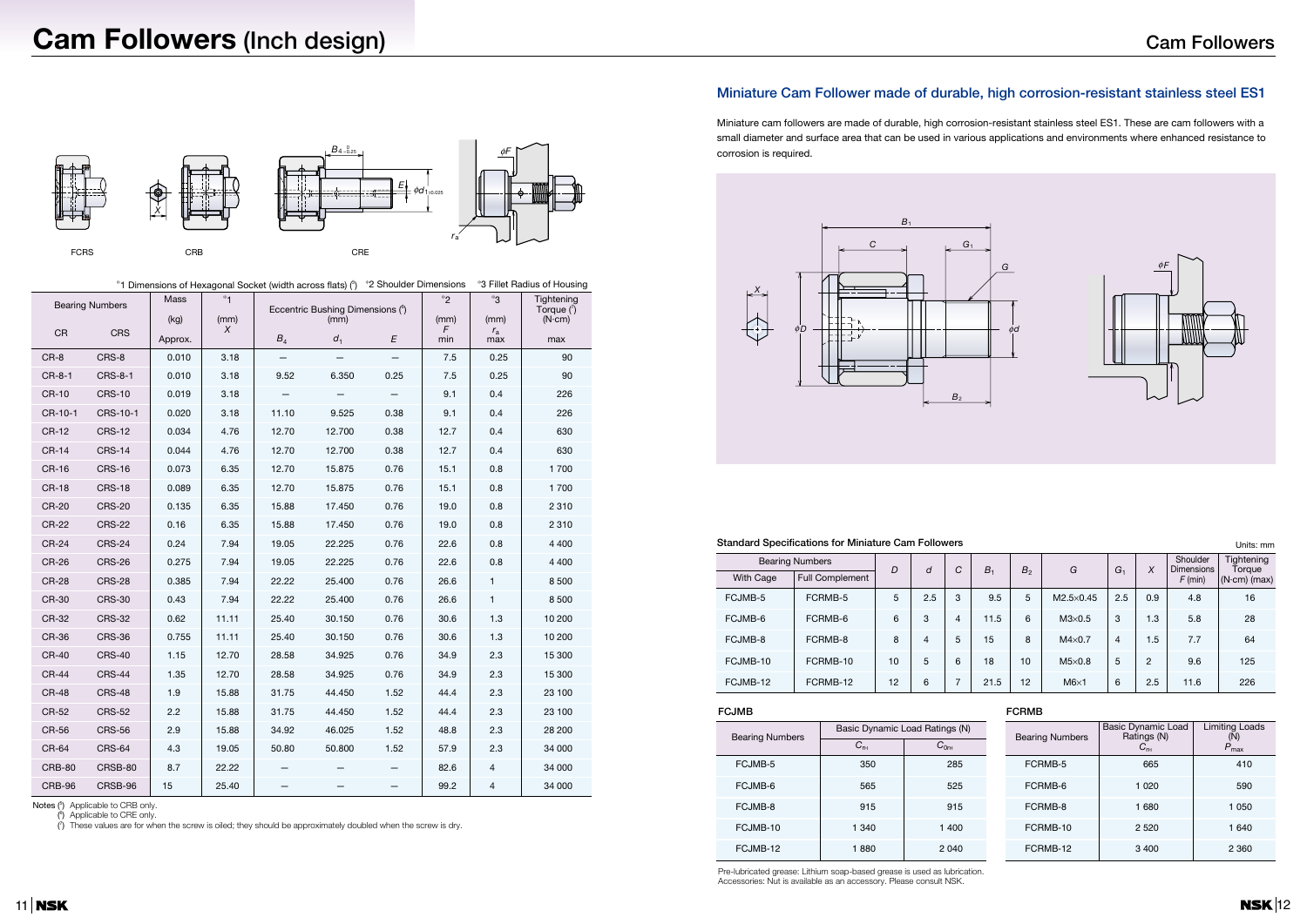# Cam Followers (Inch design)

FCRS    CRB    CRE

| Bearing Numbers | | Mass (kg) | *1 (mm) | Eccentric Bushing Dimensions (²) (mm) | | | *2 (mm) | *3 (mm) | Tightening Torque (³) (N·cm) |
|---|---|---|---|---|---|---|---|---|---|
| CR | CRS | Approx. | $X$ | $B_4$ | $d_1$ | $E$ | $F$ min | $r_a$ max | max |
| CR-8 | CRS-8 | 0.010 | 3.18 | – | – | – | 7.5 | 0.25 | 90 |
| CR-8-1 | CRS-8-1 | 0.010 | 3.18 | 9.52 | 6.350 | 0.25 | 7.5 | 0.25 | 90 |
| CR-10 | CRS-10 | 0.019 | 3.18 | – | – | – | 9.1 | 0.4 | 226 |
| CR-10-1 | CRS-10-1 | 0.020 | 3.18 | 11.10 | 9.525 | 0.38 | 9.1 | 0.4 | 226 |
| CR-12 | CRS-12 | 0.034 | 4.76 | 12.70 | 12.700 | 0.38 | 12.7 | 0.4 | 630 |
| CR-14 | CRS-14 | 0.044 | 4.76 | 12.70 | 12.700 | 0.38 | 12.7 | 0.4 | 630 |
| CR-16 | CRS-16 | 0.073 | 6.35 | 12.70 | 15.875 | 0.76 | 15.1 | 0.8 | 1 700 |
| CR-18 | CRS-18 | 0.089 | 6.35 | 12.70 | 15.875 | 0.76 | 15.1 | 0.8 | 1 700 |
| CR-20 | CRS-20 | 0.135 | 6.35 | 15.88 | 17.450 | 0.76 | 19.0 | 0.8 | 2 310 |
| CR-22 | CRS-22 | 0.16 | 6.35 | 15.88 | 17.450 | 0.76 | 19.0 | 0.8 | 2 310 |
| CR-24 | CRS-24 | 0.24 | 7.94 | 19.05 | 22.225 | 0.76 | 22.6 | 0.8 | 4 400 |
| CR-26 | CRS-26 | 0.275 | 7.94 | 19.05 | 22.225 | 0.76 | 22.6 | 0.8 | 4 400 |
| CR-28 | CRS-28 | 0.385 | 7.94 | 22.22 | 25.400 | 0.76 | 26.6 | 1 | 8 500 |
| CR-30 | CRS-30 | 0.43 | 7.94 | 22.22 | 25.400 | 0.76 | 26.6 | 1 | 8 500 |
| CR-32 | CRS-32 | 0.62 | 11.11 | 25.40 | 30.150 | 0.76 | 30.6 | 1.3 | 10 200 |
| CR-36 | CRS-36 | 0.755 | 11.11 | 25.40 | 30.150 | 0.76 | 30.6 | 1.3 | 10 200 |
| CR-40 | CRS-40 | 1.15 | 12.70 | 28.58 | 34.925 | 0.76 | 34.9 | 2.3 | 15 300 |
| CR-44 | CRS-44 | 1.35 | 12.70 | 28.58 | 34.925 | 0.76 | 34.9 | 2.3 | 15 300 |
| CR-48 | CRS-48 | 1.9 | 15.88 | 31.75 | 44.450 | 1.52 | 44.4 | 2.3 | 23 100 |
| CR-52 | CRS-52 | 2.2 | 15.88 | 31.75 | 44.450 | 1.52 | 44.4 | 2.3 | 23 100 |
| CR-56 | CRS-56 | 2.9 | 15.88 | 34.92 | 46.025 | 1.52 | 48.8 | 2.3 | 28 200 |
| CR-64 | CRS-64 | 4.3 | 19.05 | 50.80 | 50.800 | 1.52 | 57.9 | 2.3 | 34 000 |
| CRB-80 | CRSB-80 | 8.7 | 22.22 | – | – | – | 82.6 | 4 | 34 000 |
| CRB-96 | CRSB-96 | 15 | 25.40 | – | – | – | 99.2 | 4 | 34 000 |

*1 Dimensions of Hexagonal Socket (width across flats) (¹)  *2 Shoulder Dimensions  *3 Fillet Radius of Housing

Notes (¹) Applicable to CRB only.
(²) Applicable to CRE only.
(³) These values are for when the screw is oiled; they should be approximately doubled when the screw is dry.

## Cam Followers

### Miniature Cam Follower made of durable, high corrosion-resistant stainless steel ES1

Miniature cam followers are made of durable, high corrosion-resistant stainless steel ES1. These are cam followers with a small diameter and surface area that can be used in various applications and environments where enhanced resistance to corrosion is required.

**Standard Specifications for Miniature Cam Followers** Units: mm

| Bearing Numbers | | $D$ | $d$ | $C$ | $B_1$ | $B_2$ | $G$ | $G_1$ | $X$ | Shoulder Dimensions $F$ (min) | Tightening Torque (N·cm) (max) |
|---|---|---|---|---|---|---|---|---|---|---|---|
| With Cage | Full Complement | | | | | | | | | | |
| FCJMB-5 | FCRMB-5 | 5 | 2.5 | 3 | 9.5 | 5 | M2.5×0.45 | 2.5 | 0.9 | 4.8 | 16 |
| FCJMB-6 | FCRMB-6 | 6 | 3 | 4 | 11.5 | 6 | M3×0.5 | 3 | 1.3 | 5.8 | 28 |
| FCJMB-8 | FCRMB-8 | 8 | 4 | 5 | 15 | 8 | M4×0.7 | 4 | 1.5 | 7.7 | 64 |
| FCJMB-10 | FCRMB-10 | 10 | 5 | 6 | 18 | 10 | M5×0.8 | 5 | 2 | 9.6 | 125 |
| FCJMB-12 | FCRMB-12 | 12 | 6 | 7 | 21.5 | 12 | M6×1 | 6 | 2.5 | 11.6 | 226 |

**FCJMB**

| Bearing Numbers | Basic Dynamic Load Ratings (N) | |
|---|---|---|
| | $C_{rH}$ | $C_{0rH}$ |
| FCJMB-5 | 350 | 285 |
| FCJMB-6 | 565 | 525 |
| FCJMB-8 | 915 | 915 |
| FCJMB-10 | 1 340 | 1 400 |
| FCJMB-12 | 1 880 | 2 040 |

**FCRMB**

| Bearing Numbers | Basic Dynamic Load Ratings (N) $C_{rH}$ | Limiting Loads (N) $P_{max}$ |
|---|---|---|
| FCRMB-5 | 665 | 410 |
| FCRMB-6 | 1 020 | 590 |
| FCRMB-8 | 1 680 | 1 050 |
| FCRMB-10 | 2 520 | 1 640 |
| FCRMB-12 | 3 400 | 2 360 |

Pre-lubricated grease: Lithium soap-based grease is used as lubrication.
Accessories: Nut is available as an accessory. Please consult NSK.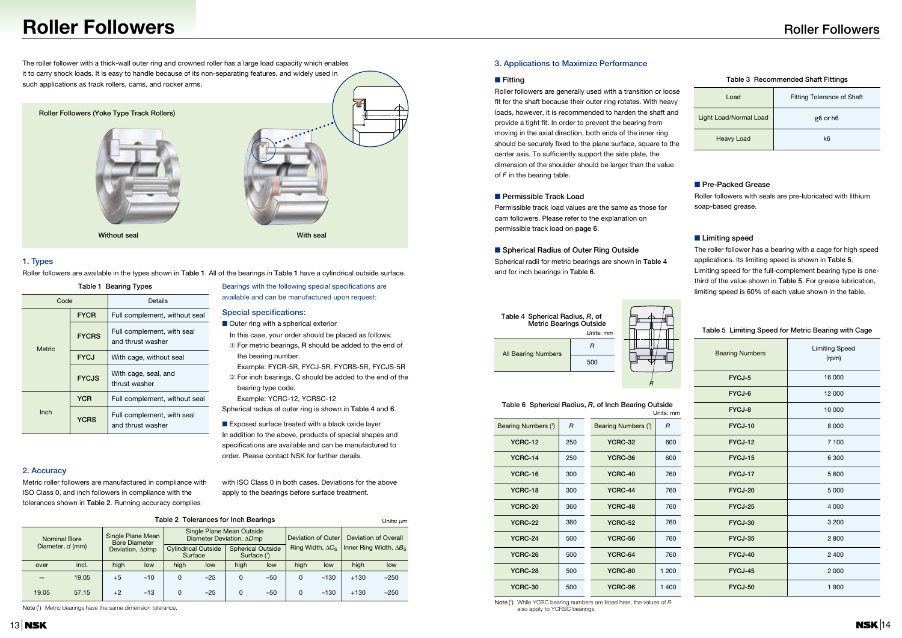# Roller Followers

The roller follower with a thick-wall outer ring and crowned roller has a large load capacity which enables it to carry shock loads. It is easy to handle because of its non-separating features, and widely used in such applications as track rollers, cams, and rocker arms.

Roller Followers (Yoke Type Track Rollers)

Without seal

With seal

## 1. Types

Roller followers are available in the types shown in Table 1. All of the bearings in Table 1 have a cylindrical outside surface.

Table 1 Bearing Types

| Code | | Details |
|---|---|---|
| Metric | FYCR | Full complement, without seal |
| | FYCRS | Full complement, with seal and thrust washer |
| | FYCJ | With cage, without seal |
| | FYCJS | With cage, seal, and thrust washer |
| Inch | YCR | Full complement, without seal |
| | YCRS | Full complement, with seal and thrust washer |

Bearings with the following special specifications are available and can be manufactured upon request:

### Special specifications:

■ Outer ring with a spherical exterior

In this case, your order should be placed as follows:

① For metric bearings, **R** should be added to the end of the bearing number.
Example: FYCR-5R, FYCJ-5R, FYCRS-5R, FYCJS-5R

② For inch bearings, **C** should be added to the end of the bearing type code.
Example: YCRC-12, YCRSC-12

Spherical radius of outer ring is shown in Table 4 and 6.

■ Exposed surface treated with a black oxide layer

In addition to the above, products of special shapes and specifications are available and can be manufactured to order. Please contact NSK for further derails.

## 2. Accuracy

Metric roller followers are manufactured in compliance with ISO Class 0, and inch followers in compliance with the tolerances shown in Table 2. Running accuracy complies with ISO Class 0 in both cases. Deviations for the above apply to the bearings before surface treatment.

Table 2 Tolerances for Inch Bearings

Units: $\mu$m

| Nominal Bore Diameter, $d$ (mm) | | Single Plane Mean Bore Diameter Deviation, $\Delta dmp$ | | Single Plane Mean Outside Diameter Deviation, $\Delta Dmp$ | | | | Deviation of Outer Ring Width, $\Delta C_S$ | | Deviation of Overall Inner Ring Width, $\Delta B_S$ | |
|---|---|---|---|---|---|---|---|---|---|---|---|
| | | | | Cylindrical Outside Surface | | Spherical Outside Surface (¹) | | | | | |
| over | incl. | high | low | high | low | high | low | high | low | high | low |
| – | 19.05 | +5 | −10 | 0 | −25 | 0 | −50 | 0 | −130 | +130 | −250 |
| 19.05 | 57.15 | +2 | −13 | 0 | −25 | 0 | −50 | 0 | −130 | +130 | −250 |

Note (¹) Metric bearings have the same dimension tolerance.

## 3. Applications to Maximize Performance

### ■ Fitting

Roller followers are generally used with a transition or loose fit for the shaft because their outer ring rotates. With heavy loads, however, it is recommended to harden the shaft and provide a tight fit. In order to prevent the bearing from moving in the axial direction, both ends of the inner ring should be securely fixed to the plane surface, square to the center axis. To sufficiently support the side plate, the dimension of the shoulder should be larger than the value of *F* in the bearing table.

Table 3 Recommended Shaft Fittings

| Load | Fitting Tolerance of Shaft |
|---|---|
| Light Load/Normal Load | g6 or h6 |
| Heavy Load | k6 |

### ■ Permissible Track Load

Permissible track load values are the same as those for cam followers. Please refer to the explanation on permissible track load on page 6.

### ■ Spherical Radius of Outer Ring Outside

Spherical radii for metric bearings are shown in Table 4 and for inch bearings in Table 6.

Table 4 Spherical Radius, *R*, of Metric Bearings Outside

Units: mm

| | *R* |
|---|---|
| All Bearing Numbers | 500 |

Table 6 Spherical Radius, *R*, of Inch Bearing Outside

Units: mm

| Bearing Numbers (¹) | *R* | Bearing Numbers (¹) | *R* |
|---|---|---|---|
| YCRC-12 | 250 | YCRC-32 | 600 |
| YCRC-14 | 250 | YCRC-36 | 600 |
| YCRC-16 | 300 | YCRC-40 | 760 |
| YCRC-18 | 300 | YCRC-44 | 760 |
| YCRC-20 | 360 | YCRC-48 | 760 |
| YCRC-22 | 360 | YCRC-52 | 760 |
| YCRC-24 | 500 | YCRC-56 | 760 |
| YCRC-26 | 500 | YCRC-64 | 760 |
| YCRC-28 | 500 | YCRC-80 | 1 200 |
| YCRC-30 | 500 | YCRC-96 | 1 400 |

Note (¹) While YCRC bearing numbers are listed here, the values of *R* also apply to YCRSC bearings.

### ■ Pre-Packed Grease

Roller followers with seals are pre-lubricated with lithium soap-based grease.

### ■ Limiting speed

The roller follower has a bearing with a cage for high speed applications. Its limiting speed is shown in Table 5. Limiting speed for the full-complement bearing type is one-third of the value shown in Table 5. For grease lubrication, limiting speed is 60% of each value shown in the table.

Table 5 Limiting Speed for Metric Bearing with Cage

| Bearing Numbers | Limiting Speed (rpm) |
|---|---|
| FYCJ-5 | 16 000 |
| FYCJ-6 | 12 000 |
| FYCJ-8 | 10 000 |
| FYCJ-10 | 8 000 |
| FYCJ-12 | 7 100 |
| FYCJ-15 | 6 300 |
| FYCJ-17 | 5 600 |
| FYCJ-20 | 5 000 |
| FYCJ-25 | 4 000 |
| FYCJ-30 | 3 200 |
| FYCJ-35 | 2 800 |
| FYCJ-40 | 2 400 |
| FYCJ-45 | 2 000 |
| FYCJ-50 | 1 900 |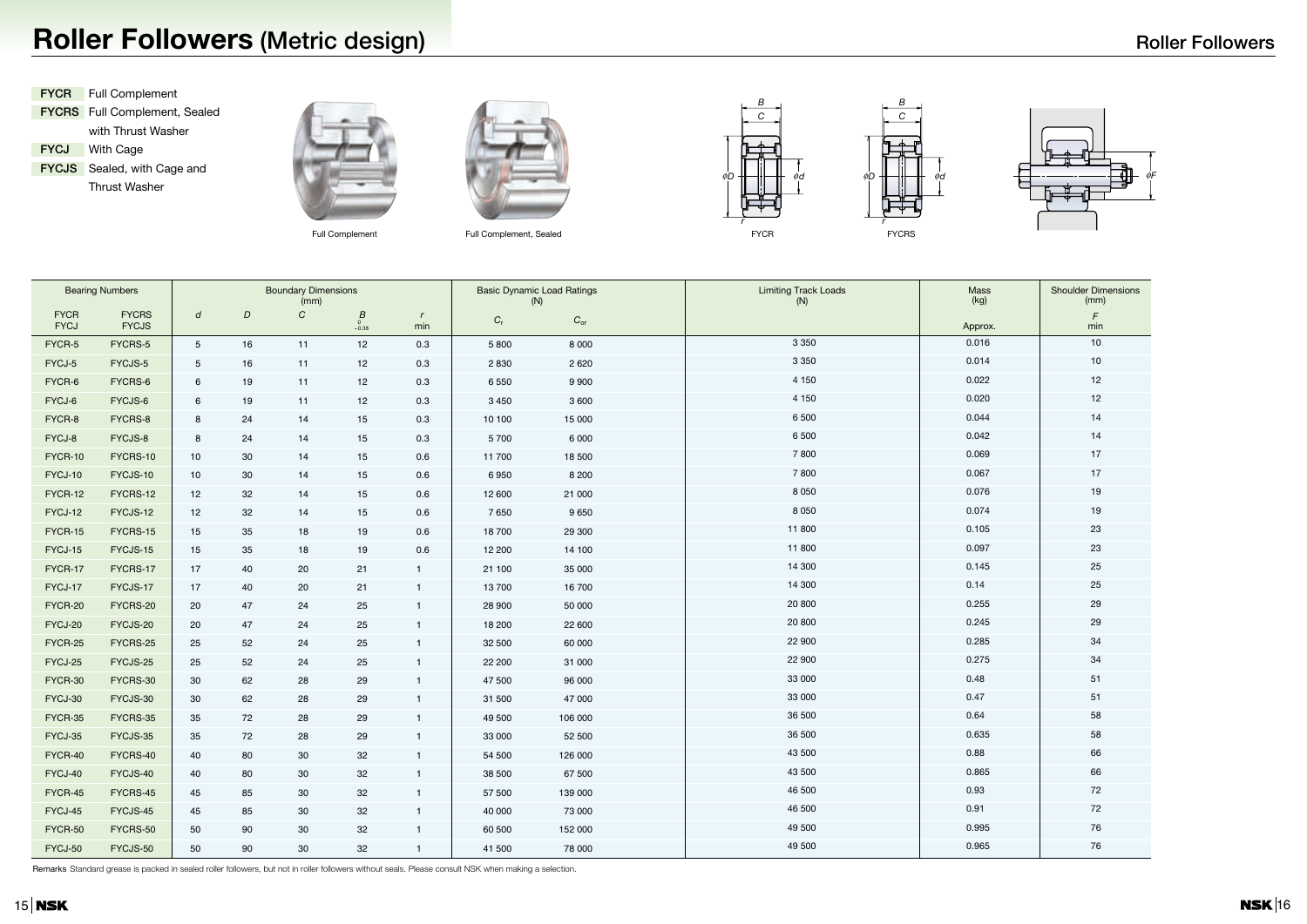# Roller Followers (Metric design)

| | |
|---|---|
| **FYCR** | Full Complement |
| **FYCRS** | Full Complement, Sealed with Thrust Washer |
| **FYCJ** | With Cage |
| **FYCJS** | Sealed, with Cage and Thrust Washer |

Full Complement

Full Complement, Sealed

FYCR

FYCRS

| Bearing Numbers | | Boundary Dimensions (mm) | | | | | Basic Dynamic Load Ratings (N) | | Limiting Track Loads (N) | Mass (kg) | Shoulder Dimensions (mm) |
|---|---|---|---|---|---|---|---|---|---|---|---|
| FYCR FYCJ | FYCRS FYCJS | $d$ | $D$ | $C$ | $B$ $^{0}_{-0.38}$ | $r$ min | $C_r$ | $C_{or}$ | | Approx. | $F$ min |
| FYCR-5 | FYCRS-5 | 5 | 16 | 11 | 12 | 0.3 | 5 800 | 8 000 | 3 350 | 0.016 | 10 |
| FYCJ-5 | FYCJS-5 | 5 | 16 | 11 | 12 | 0.3 | 2 830 | 2 620 | 3 350 | 0.014 | 10 |
| FYCR-6 | FYCRS-6 | 6 | 19 | 11 | 12 | 0.3 | 6 550 | 9 900 | 4 150 | 0.022 | 12 |
| FYCJ-6 | FYCJS-6 | 6 | 19 | 11 | 12 | 0.3 | 3 450 | 3 600 | 4 150 | 0.020 | 12 |
| FYCR-8 | FYCRS-8 | 8 | 24 | 14 | 15 | 0.3 | 10 100 | 15 000 | 6 500 | 0.044 | 14 |
| FYCJ-8 | FYCJS-8 | 8 | 24 | 14 | 15 | 0.3 | 5 700 | 6 000 | 6 500 | 0.042 | 14 |
| FYCR-10 | FYCRS-10 | 10 | 30 | 14 | 15 | 0.6 | 11 700 | 18 500 | 7 800 | 0.069 | 17 |
| FYCJ-10 | FYCJS-10 | 10 | 30 | 14 | 15 | 0.6 | 6 950 | 8 200 | 7 800 | 0.067 | 17 |
| FYCR-12 | FYCRS-12 | 12 | 32 | 14 | 15 | 0.6 | 12 600 | 21 000 | 8 050 | 0.076 | 19 |
| FYCJ-12 | FYCJS-12 | 12 | 32 | 14 | 15 | 0.6 | 7 650 | 9 650 | 8 050 | 0.074 | 19 |
| FYCR-15 | FYCRS-15 | 15 | 35 | 18 | 19 | 0.6 | 18 700 | 29 300 | 11 800 | 0.105 | 23 |
| FYCJ-15 | FYCJS-15 | 15 | 35 | 18 | 19 | 0.6 | 12 200 | 14 100 | 11 800 | 0.097 | 23 |
| FYCR-17 | FYCRS-17 | 17 | 40 | 20 | 21 | 1 | 21 100 | 35 000 | 14 300 | 0.145 | 25 |
| FYCJ-17 | FYCJS-17 | 17 | 40 | 20 | 21 | 1 | 13 700 | 16 700 | 14 300 | 0.14 | 25 |
| FYCR-20 | FYCRS-20 | 20 | 47 | 24 | 25 | 1 | 28 900 | 50 000 | 20 800 | 0.255 | 29 |
| FYCJ-20 | FYCJS-20 | 20 | 47 | 24 | 25 | 1 | 18 200 | 22 600 | 20 800 | 0.245 | 29 |
| FYCR-25 | FYCRS-25 | 25 | 52 | 24 | 25 | 1 | 32 500 | 60 000 | 22 900 | 0.285 | 34 |
| FYCJ-25 | FYCJS-25 | 25 | 52 | 24 | 25 | 1 | 22 200 | 31 000 | 22 900 | 0.275 | 34 |
| FYCR-30 | FYCRS-30 | 30 | 62 | 28 | 29 | 1 | 47 500 | 96 000 | 33 000 | 0.48 | 51 |
| FYCJ-30 | FYCJS-30 | 30 | 62 | 28 | 29 | 1 | 31 500 | 47 000 | 33 000 | 0.47 | 51 |
| FYCR-35 | FYCRS-35 | 35 | 72 | 28 | 29 | 1 | 49 500 | 106 000 | 36 500 | 0.64 | 58 |
| FYCJ-35 | FYCJS-35 | 35 | 72 | 28 | 29 | 1 | 33 000 | 52 500 | 36 500 | 0.635 | 58 |
| FYCR-40 | FYCRS-40 | 40 | 80 | 30 | 32 | 1 | 54 500 | 126 000 | 43 500 | 0.88 | 66 |
| FYCJ-40 | FYCJS-40 | 40 | 80 | 30 | 32 | 1 | 38 500 | 67 500 | 43 500 | 0.865 | 66 |
| FYCR-45 | FYCRS-45 | 45 | 85 | 30 | 32 | 1 | 57 500 | 139 000 | 46 500 | 0.93 | 72 |
| FYCJ-45 | FYCJS-45 | 45 | 85 | 30 | 32 | 1 | 40 000 | 73 000 | 46 500 | 0.91 | 72 |
| FYCR-50 | FYCRS-50 | 50 | 90 | 30 | 32 | 1 | 60 500 | 152 000 | 49 500 | 0.995 | 76 |
| FYCJ-50 | FYCJS-50 | 50 | 90 | 30 | 32 | 1 | 41 500 | 78 000 | 49 500 | 0.965 | 76 |

**Remarks** Standard grease is packed in sealed roller followers, but not in roller followers without seals. Please consult NSK when making a selection.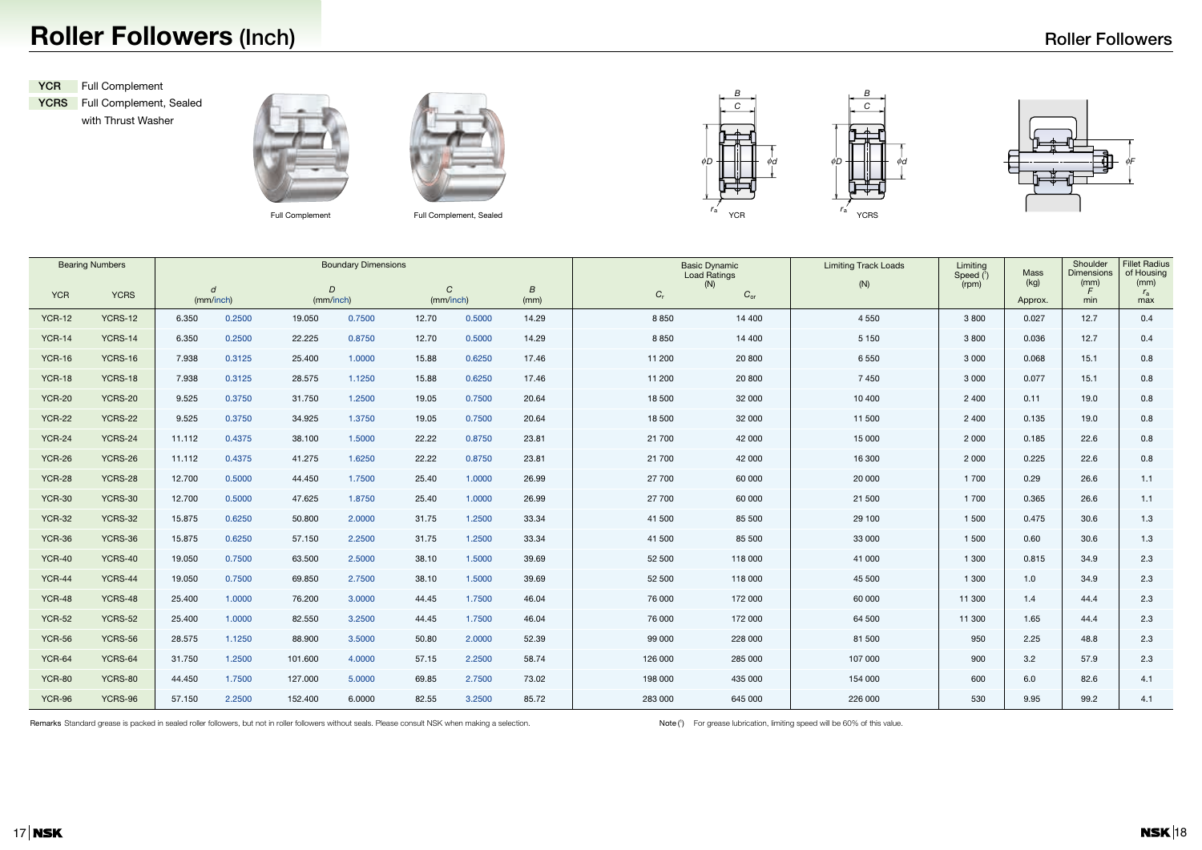# Roller Followers (Inch)

**YCR** Full Complement

**YCRS** Full Complement, Sealed with Thrust Washer

Full Complement

Full Complement, Sealed

YCR

YCRS

| Bearing Numbers | | Boundary Dimensions | | | | | | | Basic Dynamic Load Ratings (N) | | Limiting Track Loads | Limiting Speed (1) | Mass | Shoulder Dimensions (mm) | Fillet Radius of Housing (mm) |
|---|---|---|---|---|---|---|---|---|---|---|---|---|---|---|---|
| YCR | YCRS | $d$ (mm) | $d$ (inch) | $D$ (mm) | $D$ (inch) | $C$ (mm) | $C$ (inch) | $B$ (mm) | $C_r$ | $C_{or}$ | (N) | (rpm) | (kg) Approx. | $F$ min | $r_a$ max |
| YCR-12 | YCRS-12 | 6.350 | 0.2500 | 19.050 | 0.7500 | 12.70 | 0.5000 | 14.29 | 8 850 | 14 400 | 4 550 | 3 800 | 0.027 | 12.7 | 0.4 |
| YCR-14 | YCRS-14 | 6.350 | 0.2500 | 22.225 | 0.8750 | 12.70 | 0.5000 | 14.29 | 8 850 | 14 400 | 5 150 | 3 800 | 0.036 | 12.7 | 0.4 |
| YCR-16 | YCRS-16 | 7.938 | 0.3125 | 25.400 | 1.0000 | 15.88 | 0.6250 | 17.46 | 11 200 | 20 800 | 6 550 | 3 000 | 0.068 | 15.1 | 0.8 |
| YCR-18 | YCRS-18 | 7.938 | 0.3125 | 28.575 | 1.1250 | 15.88 | 0.6250 | 17.46 | 11 200 | 20 800 | 7 450 | 3 000 | 0.077 | 15.1 | 0.8 |
| YCR-20 | YCRS-20 | 9.525 | 0.3750 | 31.750 | 1.2500 | 19.05 | 0.7500 | 20.64 | 18 500 | 32 000 | 10 400 | 2 400 | 0.11 | 19.0 | 0.8 |
| YCR-22 | YCRS-22 | 9.525 | 0.3750 | 34.925 | 1.3750 | 19.05 | 0.7500 | 20.64 | 18 500 | 32 000 | 11 500 | 2 400 | 0.135 | 19.0 | 0.8 |
| YCR-24 | YCRS-24 | 11.112 | 0.4375 | 38.100 | 1.5000 | 22.22 | 0.8750 | 23.81 | 21 700 | 42 000 | 15 000 | 2 000 | 0.185 | 22.6 | 0.8 |
| YCR-26 | YCRS-26 | 11.112 | 0.4375 | 41.275 | 1.6250 | 22.22 | 0.8750 | 23.81 | 21 700 | 42 000 | 16 300 | 2 000 | 0.225 | 22.6 | 0.8 |
| YCR-28 | YCRS-28 | 12.700 | 0.5000 | 44.450 | 1.7500 | 25.40 | 1.0000 | 26.99 | 27 700 | 60 000 | 20 000 | 1 700 | 0.29 | 26.6 | 1.1 |
| YCR-30 | YCRS-30 | 12.700 | 0.5000 | 47.625 | 1.8750 | 25.40 | 1.0000 | 26.99 | 27 700 | 60 000 | 21 500 | 1 700 | 0.365 | 26.6 | 1.1 |
| YCR-32 | YCRS-32 | 15.875 | 0.6250 | 50.800 | 2.0000 | 31.75 | 1.2500 | 33.34 | 41 500 | 85 500 | 29 100 | 1 500 | 0.475 | 30.6 | 1.3 |
| YCR-36 | YCRS-36 | 15.875 | 0.6250 | 57.150 | 2.2500 | 31.75 | 1.2500 | 33.34 | 41 500 | 85 500 | 33 000 | 1 500 | 0.60 | 30.6 | 1.3 |
| YCR-40 | YCRS-40 | 19.050 | 0.7500 | 63.500 | 2.5000 | 38.10 | 1.5000 | 39.69 | 52 500 | 118 000 | 41 000 | 1 300 | 0.815 | 34.9 | 2.3 |
| YCR-44 | YCRS-44 | 19.050 | 0.7500 | 69.850 | 2.7500 | 38.10 | 1.5000 | 39.69 | 52 500 | 118 000 | 45 500 | 1 300 | 1.0 | 34.9 | 2.3 |
| YCR-48 | YCRS-48 | 25.400 | 1.0000 | 76.200 | 3.0000 | 44.45 | 1.7500 | 46.04 | 76 000 | 172 000 | 60 000 | 11 300 | 1.4 | 44.4 | 2.3 |
| YCR-52 | YCRS-52 | 25.400 | 1.0000 | 82.550 | 3.2500 | 44.45 | 1.7500 | 46.04 | 76 000 | 172 000 | 64 500 | 11 300 | 1.65 | 44.4 | 2.3 |
| YCR-56 | YCRS-56 | 28.575 | 1.1250 | 88.900 | 3.5000 | 50.80 | 2.0000 | 52.39 | 99 000 | 228 000 | 81 500 | 950 | 2.25 | 48.8 | 2.3 |
| YCR-64 | YCRS-64 | 31.750 | 1.2500 | 101.600 | 4.0000 | 57.15 | 2.2500 | 58.74 | 126 000 | 285 000 | 107 000 | 900 | 3.2 | 57.9 | 2.3 |
| YCR-80 | YCRS-80 | 44.450 | 1.7500 | 127.000 | 5.0000 | 69.85 | 2.7500 | 73.02 | 198 000 | 435 000 | 154 000 | 600 | 6.0 | 82.6 | 4.1 |
| YCR-96 | YCRS-96 | 57.150 | 2.2500 | 152.400 | 6.0000 | 82.55 | 3.2500 | 85.72 | 283 000 | 645 000 | 226 000 | 530 | 9.95 | 99.2 | 4.1 |

**Remarks** Standard grease is packed in sealed roller followers, but not in roller followers without seals. Please consult NSK when making a selection.

Note (1) For grease lubrication, limiting speed will be 60% of this value.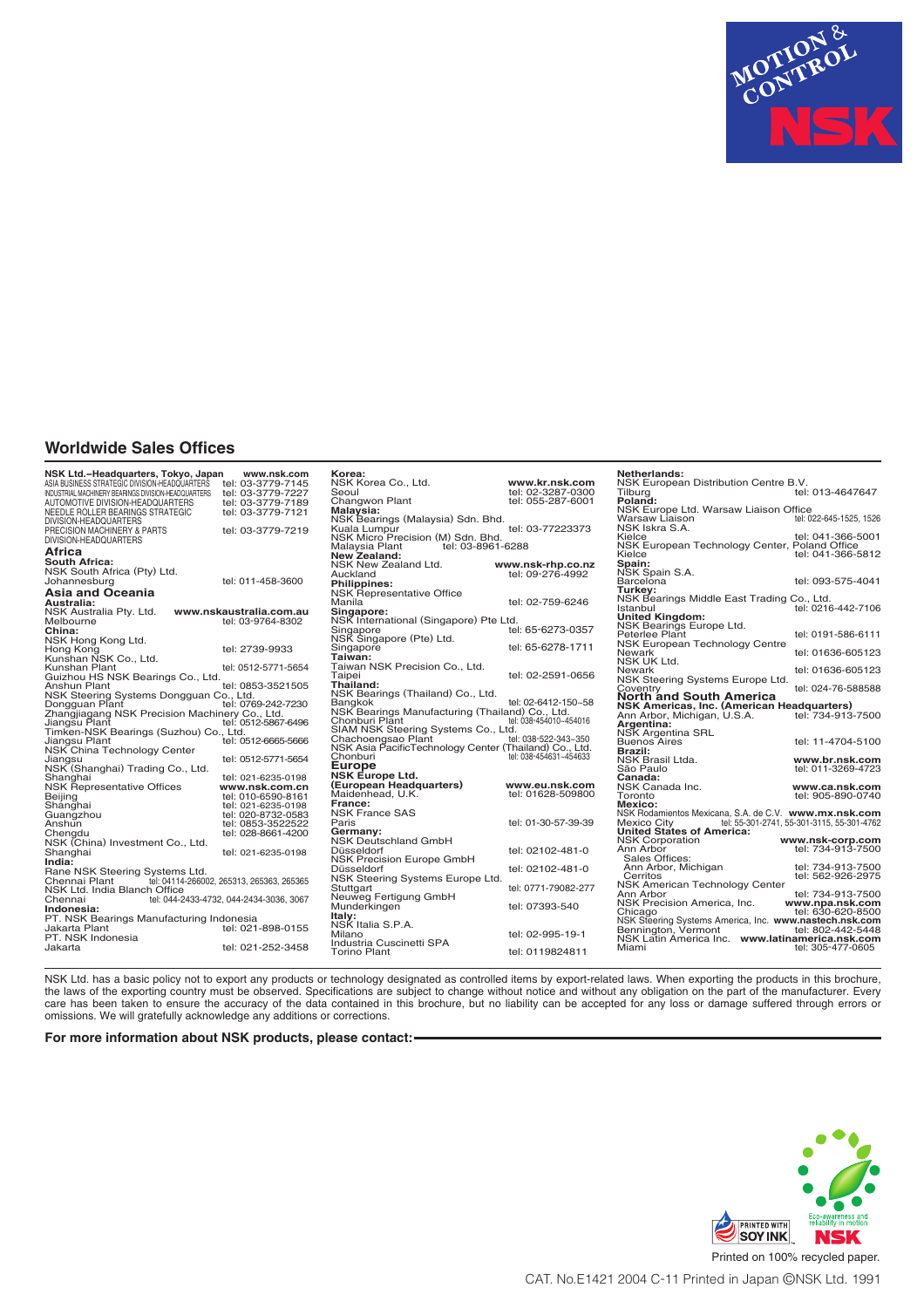MOTION & CONTROL NSK

## Worldwide Sales Offices

**NSK Ltd.–Headquarters, Tokyo, Japan** www.nsk.com
ASIA BUSINESS STRATEGIC DIVISION-HEADQUARTERS tel: 03-3779-7145
INDUSTRIAL MACHINERY BEARINGS DIVISION-HEADQUARTERS tel: 03-3779-7227
AUTOMOTIVE DIVISION-HEADQUARTERS tel: 03-3779-7189
NEEDLE ROLLER BEARINGS STRATEGIC DIVISION-HEADQUARTERS tel: 03-3779-7121
PRECISION MACHINERY & PARTS DIVISION-HEADQUARTERS tel: 03-3779-7219

### Africa

**South Africa:**
NSK South Africa (Pty) Ltd.
Johannesburg tel: 011-458-3600

### Asia and Oceania

**Australia:**
NSK Australia Pty. Ltd. www.nskaustralia.com.au
Melbourne tel: 03-9764-8302

**China:**
NSK Hong Kong Ltd.
Hong Kong tel: 2739-9933
Kunshan NSK Co., Ltd.
Kunshan Plant tel: 0512-5771-5654
Guizhou HS NSK Bearings Co., Ltd.
Anshun Plant tel: 0853-3521505
NSK Steering Systems Dongguan Co., Ltd.
Dongguan Plant tel: 0769-242-7230
Zhangjiagang NSK Precision Machinery Co., Ltd.
Jiangsu Plant tel: 0512-5867-6496
Timken-NSK Bearings (Suzhou) Co., Ltd.
Jiangsu Plant tel: 0512-6665-5666
NSK China Technology Center
Jiangsu tel: 0512-5771-5654
NSK (Shanghai) Trading Co., Ltd.
Shanghai tel: 021-6235-0198
NSK Representative Offices www.nsk.com.cn
Beijing tel: 010-6590-8161
Shanghai tel: 021-6235-0198
Guangzhou tel: 020-8732-0583
Anshun tel: 0853-3522522
Chengdu tel: 028-8661-4200
NSK (China) Investment Co., Ltd.
Shanghai tel: 021-6235-0198

**India:**
Rane NSK Steering Systems Ltd.
Chennai Plant tel: 04114-266002, 265313, 265363, 265365
NSK Ltd. India Blanch Office
Chennai tel: 044-2433-4732, 044-2434-3036, 3067

**Indonesia:**
PT. NSK Bearings Manufacturing Indonesia
Jakarta Plant tel: 021-898-0155
PT. NSK Indonesia
Jakarta tel: 021-252-3458

**Korea:**
NSK Korea Co., Ltd. www.kr.nsk.com
Seoul tel: 02-3287-0300
Changwon Plant tel: 055-287-6001

**Malaysia:**
NSK Bearings (Malaysia) Sdn. Bhd.
Kuala Lumpur tel: 03-77223373
NSK Micro Precision (M) Sdn. Bhd.
Malaysia Plant tel: 03-8961-6288

**New Zealand:**
NSK New Zealand Ltd. www.nsk-rhp.co.nz
Auckland tel: 09-276-4992

**Philippines:**
NSK Representative Office
Manila tel: 02-759-6246

**Singapore:**
NSK International (Singapore) Pte Ltd.
Singapore tel: 65-6273-0357
NSK Singapore (Pte) Ltd.
Singapore tel: 65-6278-1711

**Taiwan:**
Taiwan NSK Precision Co., Ltd.
Taipei tel: 02-2591-0656

**Thailand:**
NSK Bearings (Thailand) Co., Ltd.
Bangkok tel: 02-6412-150~58
NSK Bearings Manufacturing (Thailand) Co., Ltd.
Chonburi Plant tel: 038-454010~454016
SIAM NSK Steering Systems Co., Ltd.
Chachoengsao Plant tel: 038-522-343~350
NSK Asia PacificTechnology Center (Thailand) Co., Ltd.
Chonburi tel: 038-454631~454633

### Europe

**NSK Europe Ltd.**
**(European Headquarters)** www.eu.nsk.com
Maidenhead, U.K. tel: 01628-509800

**France:**
NSK France SAS
Paris tel: 01-30-57-39-39

**Germany:**
NSK Deutschland GmbH
Düsseldorf tel: 02102-481-0
NSK Precision Europe GmbH
Düsseldorf tel: 02102-481-0
NSK Steering Systems Europe Ltd.
Stuttgart tel: 0771-79082-277
Neuweg Fertigung GmbH
Munderkingen tel: 07393-540

**Italy:**
NSK Italia S.P.A.
Milano tel: 02-995-19-1
Industria Cuscinetti SPA
Torino Plant tel: 0119824811

**Netherlands:**
NSK European Distribution Centre B.V.
Tilburg tel: 013-4647647

**Poland:**
NSK Europe Ltd. Warsaw Liaison Office
Warsaw Liaison tel: 022-645-1525, 1526
NSK Iskra S.A.
Kielce tel: 041-366-5001
NSK European Technology Center, Poland Office
Kielce tel: 041-366-5812

**Spain:**
NSK Spain S.A.
Barcelona tel: 093-575-4041

**Turkey:**
NSK Bearings Middle East Trading Co., Ltd.
Istanbul tel: 0216-442-7106

**United Kingdom:**
NSK Bearings Europe Ltd.
Peterlee Plant tel: 0191-586-6111
NSK European Technology Centre
Newark tel: 01636-605123
NSK UK Ltd.
Newark tel: 01636-605123
NSK Steering Systems Europe Ltd.
Coventry tel: 024-76-588588

### North and South America

**NSK Americas, Inc. (American Headquarters)**
Ann Arbor, Michigan, U.S.A. tel: 734-913-7500

**Argentina:**
NSK Argentina SRL
Buenos Aires tel: 11-4704-5100

**Brazil:**
NSK Brasil Ltda. www.br.nsk.com
São Paulo tel: 011-3269-4723

**Canada:**
NSK Canada Inc. www.ca.nsk.com
Toronto tel: 905-890-0740

**Mexico:**
NSK Rodamientos Mexicana, S.A. de C.V. www.mx.nsk.com
Mexico City tel: 55-301-2741, 55-301-3115, 55-301-4762

**United States of America:**
NSK Corporation www.nsk-corp.com
Ann Arbor tel: 734-913-7500
Sales Offices:
Ann Arbor, Michigan tel: 734-913-7500
Cerritos tel: 562-926-2975
NSK American Technology Center
Ann Arbor tel: 734-913-7500
NSK Precision America, Inc. www.npa.nsk.com
Chicago tel: 630-620-8500
NSK Steering Systems America, Inc. www.nastech.nsk.com
Bennington, Vermont tel: 802-442-5448
NSK Latin America Inc. www.latinamerica.nsk.com
Miami tel: 305-477-0605

NSK Ltd. has a basic policy not to export any products or technology designated as controlled items by export-related laws. When exporting the products in this brochure, the laws of the exporting country must be observed. Specifications are subject to change without notice and without any obligation on the part of the manufacturer. Every care has been taken to ensure the accuracy of the data contained in this brochure, but no liability can be accepted for any loss or damage suffered through errors or omissions. We will gratefully acknowledge any additions or corrections.

**For more information about NSK products, please contact:**

PRINTED WITH SOY INK

Eco-awareness and reliability in motion NSK

Printed on 100% recycled paper.

CAT. No.E1421 2004 C-11 Printed in Japan ©NSK Ltd. 1991